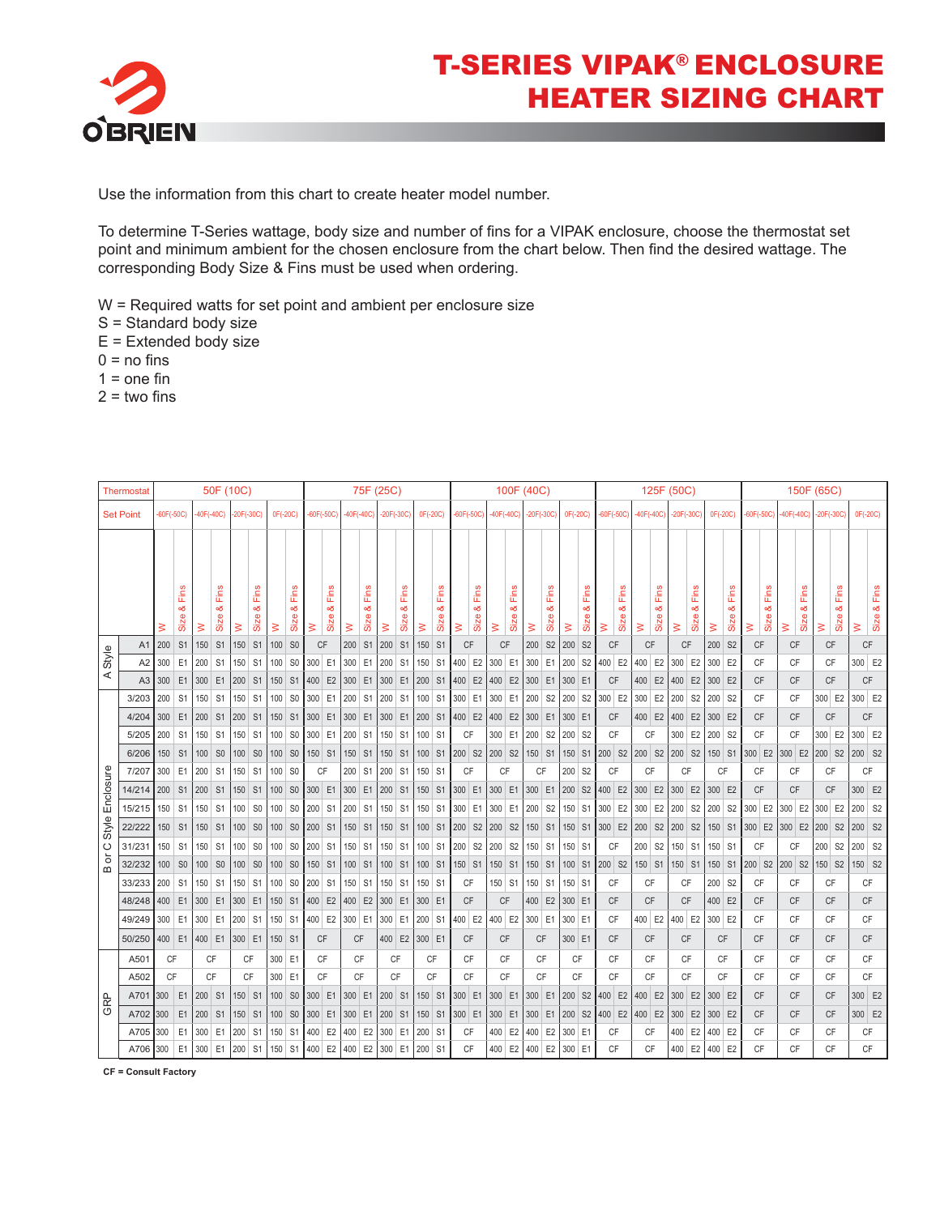# T-SERIES VIPAK® ENCLOSURE HEATER SIZING CHART

Use the information from this chart to create heater model number.

To determine T-Series wattage, body size and number of fins for a VIPAK enclosure, choose the thermostat set point and minimum ambient for the chosen enclosure from the chart below. Then find the desired wattage. The corresponding Body Size & Fins must be used when ordering.

W = Required watts for set point and ambient per enclosure size
S = Standard body size
E = Extended body size
0 = no fins
1 = one fin
2 = two fins

| Thermostat | | 50F (10C) | | | | | | | | 75F (25C) | | | | | | | | 100F (40C) | | | | | | | | 125F (50C) | | | | | | | | 150F (65C) | | | | | | | |
|---|---|---|---|---|---|---|---|---|---|---|---|---|---|---|---|---|---|---|---|---|---|---|---|---|---|---|---|---|---|---|---|---|---|---|---|---|---|---|---|---|---|
| Set Point | | -60F(-50C) | | -40F(-40C) | | -20F(-30C) | | 0F(-20C) | | -60F(-50C) | | -40F(-40C) | | -20F(-30C) | | 0F(-20C) | | -60F(-50C) | | -40F(-40C) | | -20F(-30C) | | 0F(-20C) | | -60F(-50C) | | -40F(-40C) | | -20F(-30C) | | 0F(-20C) | | -60F(-50C) | | -40F(-40C) | | -20F(-30C) | | 0F(-20C) | |
| | | W | Size & Fins | W | Size & Fins | W | Size & Fins | W | Size & Fins | W | Size & Fins | W | Size & Fins | W | Size & Fins | W | Size & Fins | W | Size & Fins | W | Size & Fins | W | Size & Fins | W | Size & Fins | W | Size & Fins | W | Size & Fins | W | Size & Fins | W | Size & Fins | W | Size & Fins | W | Size & Fins | W | Size & Fins | W | Size & Fins |
| A Style | A1 | 200 | S1 | 150 | S1 | 150 | S1 | 100 | S0 | CF | | 200 | S1 | 200 | S1 | 150 | S1 | CF | | CF | | 200 | S2 | 200 | S2 | CF | | CF | | CF | | 200 | S2 | CF | | CF | | CF | | CF | |
| | A2 | 300 | E1 | 200 | S1 | 150 | S1 | 100 | S0 | 300 | E1 | 300 | E1 | 200 | S1 | 150 | S1 | 400 | E2 | 300 | E1 | 300 | E1 | 200 | S2 | 400 | E2 | 400 | E2 | 300 | E2 | 300 | E2 | CF | | CF | | CF | | 300 | E2 |
| | A3 | 300 | E1 | 300 | E1 | 200 | S1 | 150 | S1 | 400 | E2 | 300 | E1 | 300 | E1 | 200 | S1 | 400 | E2 | 400 | E2 | 300 | E1 | 300 | E1 | CF | | 400 | E2 | 400 | E2 | 300 | E2 | CF | | CF | | CF | | CF | |
| B or C Style Enclosure | 3/203 | 200 | S1 | 150 | S1 | 150 | S1 | 100 | S0 | 300 | E1 | 200 | S1 | 200 | S1 | 100 | S1 | 300 | E1 | 300 | E1 | 200 | S2 | 200 | S2 | 300 | E2 | 300 | E2 | 200 | S2 | 200 | S2 | CF | | CF | | 300 | E2 | 300 | E2 |
| | 4/204 | 300 | E1 | 200 | S1 | 200 | S1 | 150 | S1 | 300 | E1 | 300 | E1 | 300 | E1 | 200 | S1 | 400 | E2 | 400 | E2 | 300 | E1 | 300 | E1 | CF | | 400 | E2 | 400 | E2 | 300 | E2 | CF | | CF | | CF | | CF | |
| | 5/205 | 200 | S1 | 150 | S1 | 150 | S1 | 100 | S0 | 300 | E1 | 200 | S1 | 150 | S1 | 100 | S1 | CF | | 300 | E1 | 200 | S2 | 200 | S2 | CF | | CF | | 300 | E2 | 200 | S2 | CF | | CF | | 300 | E2 | 300 | E2 |
| | 6/206 | 150 | S1 | 100 | S0 | 100 | S0 | 100 | S0 | 150 | S1 | 150 | S1 | 150 | S1 | 100 | S1 | 200 | S2 | 200 | S2 | 150 | S1 | 150 | S1 | 200 | S2 | 200 | S2 | 200 | S2 | 150 | S1 | 300 | E2 | 300 | E2 | 200 | S2 | 200 | S2 |
| | 7/207 | 300 | E1 | 200 | S1 | 150 | S1 | 100 | S0 | CF | | 200 | S1 | 200 | S1 | 150 | S1 | CF | | CF | | CF | | 200 | S2 | CF | | CF | | CF | | CF | | CF | | CF | | CF | | CF | |
| | 14/214 | 200 | S1 | 200 | S1 | 150 | S1 | 100 | S0 | 300 | E1 | 300 | E1 | 200 | S1 | 150 | S1 | 300 | E1 | 300 | E1 | 300 | E1 | 200 | S2 | 400 | E2 | 300 | E2 | 300 | E2 | 300 | E2 | CF | | CF | | CF | | 300 | E2 |
| | 15/215 | 150 | S1 | 150 | S1 | 100 | S0 | 100 | S0 | 200 | S1 | 200 | S1 | 150 | S1 | 150 | S1 | 300 | E1 | 300 | E1 | 200 | S2 | 150 | S1 | 300 | E2 | 300 | E2 | 200 | S2 | 200 | S2 | 300 | E2 | 300 | E2 | 300 | E2 | 200 | S2 |
| | 22/222 | 150 | S1 | 150 | S1 | 100 | S0 | 100 | S0 | 200 | S1 | 150 | S1 | 150 | S1 | 100 | S1 | 200 | S2 | 200 | S2 | 150 | S1 | 150 | S1 | 300 | E2 | 200 | S2 | 200 | S2 | 150 | S1 | 300 | E2 | 300 | E2 | 200 | S2 | 200 | S2 |
| | 31/231 | 150 | S1 | 150 | S1 | 100 | S0 | 100 | S0 | 200 | S1 | 150 | S1 | 150 | S1 | 100 | S1 | 200 | S2 | 200 | S2 | 150 | S1 | 150 | S1 | CF | | 200 | S2 | 150 | S1 | 150 | S1 | CF | | CF | | 200 | S2 | 200 | S2 |
| | 32/232 | 100 | S0 | 100 | S0 | 100 | S0 | 100 | S0 | 150 | S1 | 100 | S1 | 100 | S1 | 100 | S1 | 150 | S1 | 150 | S1 | 150 | S1 | 100 | S1 | 200 | S2 | 150 | S1 | 150 | S1 | 150 | S1 | 200 | S2 | 200 | S2 | 150 | S2 | 150 | S2 |
| | 33/233 | 200 | S1 | 150 | S1 | 150 | S1 | 100 | S0 | 200 | S1 | 150 | S1 | 150 | S1 | 150 | S1 | CF | | 150 | S1 | 150 | S1 | 150 | S1 | CF | | CF | | CF | | 200 | S2 | CF | | CF | | CF | | CF | |
| | 48/248 | 400 | E1 | 300 | E1 | 300 | E1 | 150 | S1 | 400 | E2 | 400 | E2 | 300 | E1 | 300 | E1 | CF | | CF | | 400 | E2 | 300 | E1 | CF | | CF | | CF | | 400 | E2 | CF | | CF | | CF | | CF | |
| | 49/249 | 300 | E1 | 300 | E1 | 200 | S1 | 150 | S1 | 400 | E2 | 300 | E1 | 300 | E1 | 200 | S1 | 400 | E2 | 400 | E2 | 300 | E1 | 300 | E1 | CF | | 400 | E2 | 400 | E2 | 300 | E2 | CF | | CF | | CF | | CF | |
| | 50/250 | 400 | E1 | 400 | E1 | 300 | E1 | 150 | S1 | CF | | CF | | 400 | E2 | 300 | E1 | CF | | CF | | CF | | 300 | E1 | CF | | CF | | CF | | CF | | CF | | CF | | CF | | CF | |
| GRP | A501 | CF | | CF | | CF | | 300 | E1 | CF | | CF | | CF | | CF | | CF | | CF | | CF | | CF | | CF | | CF | | CF | | CF | | CF | | CF | | CF | | CF | |
| | A502 | CF | | CF | | CF | | 300 | E1 | CF | | CF | | CF | | CF | | CF | | CF | | CF | | CF | | CF | | CF | | CF | | CF | | CF | | CF | | CF | | CF | |
| | A701 | 300 | E1 | 200 | S1 | 150 | S1 | 100 | S0 | 300 | E1 | 300 | E1 | 200 | S1 | 150 | S1 | 300 | E1 | 300 | E1 | 300 | E1 | 200 | S2 | 400 | E2 | 400 | E2 | 300 | E2 | 300 | E2 | CF | | CF | | CF | | 300 | E2 |
| | A702 | 300 | E1 | 200 | S1 | 150 | S1 | 100 | S0 | 300 | E1 | 300 | E1 | 200 | S1 | 150 | S1 | 300 | E1 | 300 | E1 | 300 | E1 | 200 | S2 | 400 | E2 | 400 | E2 | 300 | E2 | 300 | E2 | CF | | CF | | CF | | 300 | E2 |
| | A705 | 300 | E1 | 300 | E1 | 200 | S1 | 150 | S1 | 400 | E2 | 400 | E2 | 300 | E1 | 200 | S1 | CF | | 400 | E2 | 400 | E2 | 300 | E1 | CF | | CF | | 400 | E2 | 400 | E2 | CF | | CF | | CF | | CF | |
| | A706 | 300 | E1 | 300 | E1 | 200 | S1 | 150 | S1 | 400 | E2 | 400 | E2 | 300 | E1 | 200 | S1 | CF | | 400 | E2 | 400 | E2 | 300 | E1 | CF | | CF | | 400 | E2 | 400 | E2 | CF | | CF | | CF | | CF | |

**CF = Consult Factory**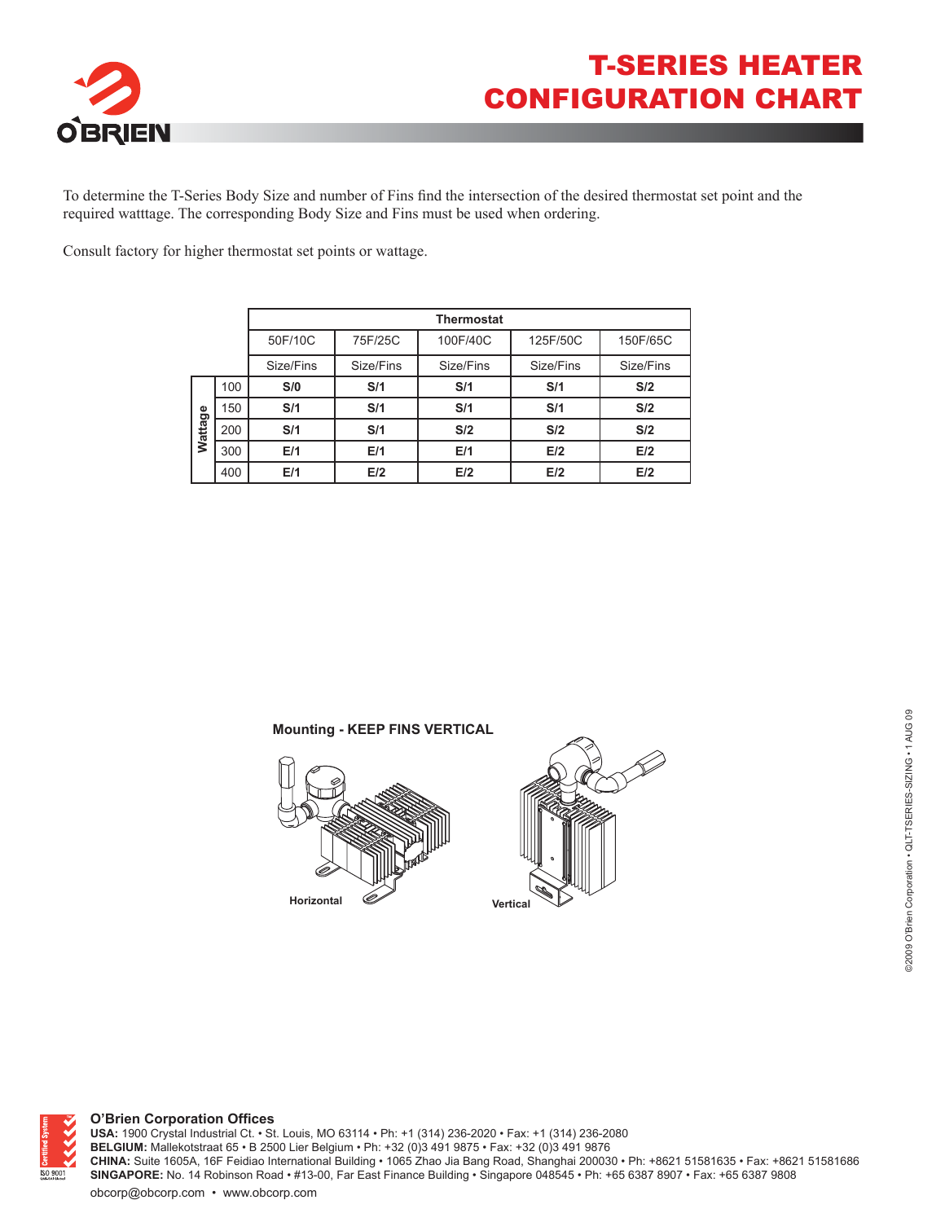# T-SERIES HEATER CONFIGURATION CHART

To determine the T-Series Body Size and number of Fins find the intersection of the desired thermostat set point and the required watttage. The corresponding Body Size and Fins must be used when ordering.

Consult factory for higher thermostat set points or wattage.

| | | Thermostat | | | | |
|---|---|---|---|---|---|---|
| | | 50F/10C | 75F/25C | 100F/40C | 125F/50C | 150F/65C |
| | | Size/Fins | Size/Fins | Size/Fins | Size/Fins | Size/Fins |
| Wattage | 100 | **S/0** | **S/1** | **S/1** | **S/1** | **S/2** |
| | 150 | **S/1** | **S/1** | **S/1** | **S/1** | **S/2** |
| | 200 | **S/1** | **S/1** | **S/2** | **S/2** | **S/2** |
| | 300 | **E/1** | **E/1** | **E/1** | **E/2** | **E/2** |
| | 400 | **E/1** | **E/2** | **E/2** | **E/2** | **E/2** |

**Mounting - KEEP FINS VERTICAL**

**Horizontal**

**Vertical**

©2009 O'Brien Corporation • QLT-TSERIES-SIZING • 1 AUG 09

**O'Brien Corporation Offices**

**USA:** 1900 Crystal Industrial Ct. • St. Louis, MO 63114 • Ph: +1 (314) 236-2020 • Fax: +1 (314) 236-2080
**BELGIUM:** Mallekotstraat 65 • B 2500 Lier Belgium • Ph: +32 (0)3 491 9875 • Fax: +32 (0)3 491 9876
**CHINA:** Suite 1605A, 16F Feidiao International Building • 1065 Zhao Jia Bang Road, Shanghai 200030 • Ph: +8621 51581635 • Fax: +8621 51581686
**SINGAPORE:** No. 14 Robinson Road • #13-00, Far East Finance Building • Singapore 048545 • Ph: +65 6387 8907 • Fax: +65 6387 9808

obcorp@obcorp.com • www.obcorp.com